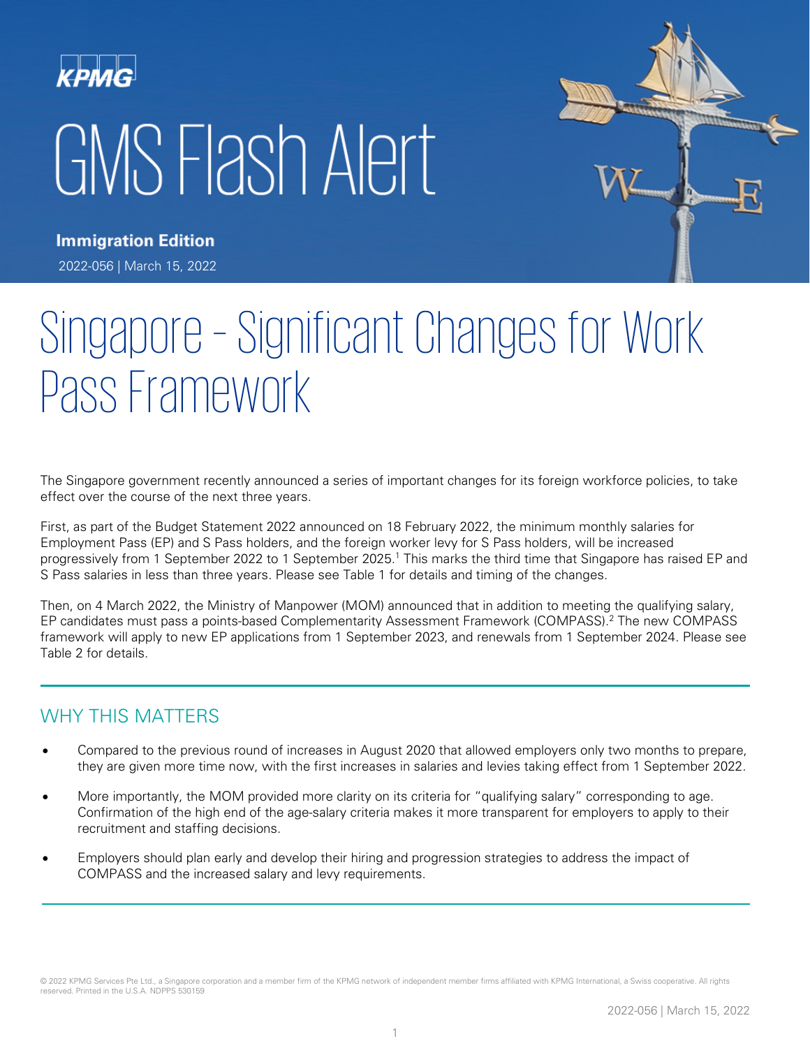KPMG

# GMS Flash Alert

**Immigration Edition**

2022-056 | March 15, 2022

# Singapore – Significant Changes for Work Pass Framework

The Singapore government recently announced a series of important changes for its foreign workforce policies, to take effect over the course of the next three years.

First, as part of the Budget Statement 2022 announced on 18 February 2022, the minimum monthly salaries for Employment Pass (EP) and S Pass holders, and the foreign worker levy for S Pass holders, will be increased progressively from 1 September 2022 to 1 September 2025.[1] This marks the third time that Singapore has raised EP and S Pass salaries in less than three years. Please see Table 1 for details and timing of the changes.

Then, on 4 March 2022, the Ministry of Manpower (MOM) announced that in addition to meeting the qualifying salary, EP candidates must pass a points-based Complementarity Assessment Framework (COMPASS).[2] The new COMPASS framework will apply to new EP applications from 1 September 2023, and renewals from 1 September 2024. Please see Table 2 for details.

## WHY THIS MATTERS

- Compared to the previous round of increases in August 2020 that allowed employers only two months to prepare, they are given more time now, with the first increases in salaries and levies taking effect from 1 September 2022.
- More importantly, the MOM provided more clarity on its criteria for "qualifying salary" corresponding to age. Confirmation of the high end of the age-salary criteria makes it more transparent for employers to apply to their recruitment and staffing decisions.
- Employers should plan early and develop their hiring and progression strategies to address the impact of COMPASS and the increased salary and levy requirements.

© 2022 KPMG Services Pte Ltd., a Singapore corporation and a member firm of the KPMG network of independent member firms affiliated with KPMG International, a Swiss cooperative. All rights reserved. Printed in the U.S.A. NDPPS 530159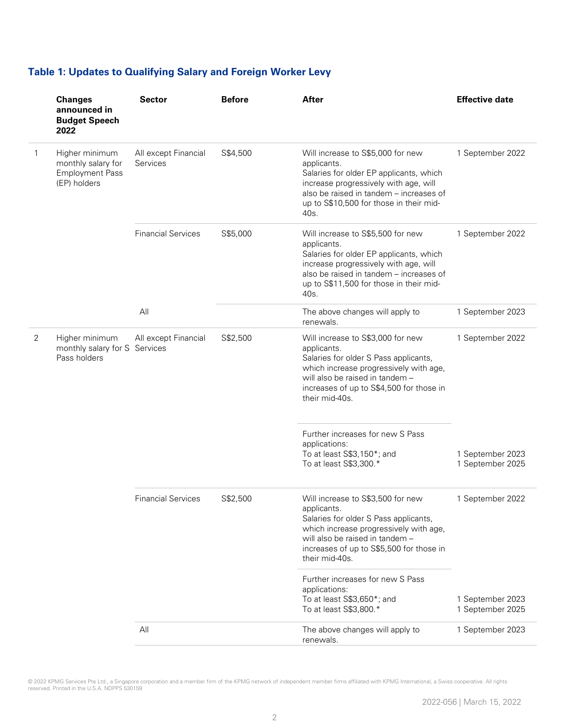### Table 1: Updates to Qualifying Salary and Foreign Worker Levy

| | Changes announced in Budget Speech 2022 | Sector | Before | After | Effective date |
|---|---|---|---|---|---|
| 1 | Higher minimum monthly salary for Employment Pass (EP) holders | All except Financial Services | S$4,500 | Will increase to S$5,000 for new applicants.<br>Salaries for older EP applicants, which increase progressively with age, will also be raised in tandem – increases of up to S$10,500 for those in their mid-40s. | 1 September 2022 |
| | | Financial Services | S$5,000 | Will increase to S$5,500 for new applicants.<br>Salaries for older EP applicants, which increase progressively with age, will also be raised in tandem – increases of up to S$11,500 for those in their mid-40s. | 1 September 2022 |
| | | All | | The above changes will apply to renewals. | 1 September 2023 |
| 2 | Higher minimum monthly salary for S Pass holders | All except Financial Services | S$2,500 | Will increase to S$3,000 for new applicants.<br>Salaries for older S Pass applicants, which increase progressively with age, will also be raised in tandem – increases of up to S$4,500 for those in their mid-40s. | 1 September 2022 |
| | | | | Further increases for new S Pass applications:<br>To at least S$3,150*; and<br>To at least S$3,300.* | 1 September 2023<br>1 September 2025 |
| | | Financial Services | S$2,500 | Will increase to S$3,500 for new applicants.<br>Salaries for older S Pass applicants, which increase progressively with age, will also be raised in tandem – increases of up to S$5,500 for those in their mid-40s. | 1 September 2022 |
| | | | | Further increases for new S Pass applications:<br>To at least S$3,650*; and<br>To at least S$3,800.* | 1 September 2023<br>1 September 2025 |
| | | All | | The above changes will apply to renewals. | 1 September 2023 |

© 2022 KPMG Services Pte Ltd., a Singapore corporation and a member firm of the KPMG network of independent member firms affiliated with KPMG International, a Swiss cooperative. All rights reserved. Printed in the U.S.A. NDPPS 530159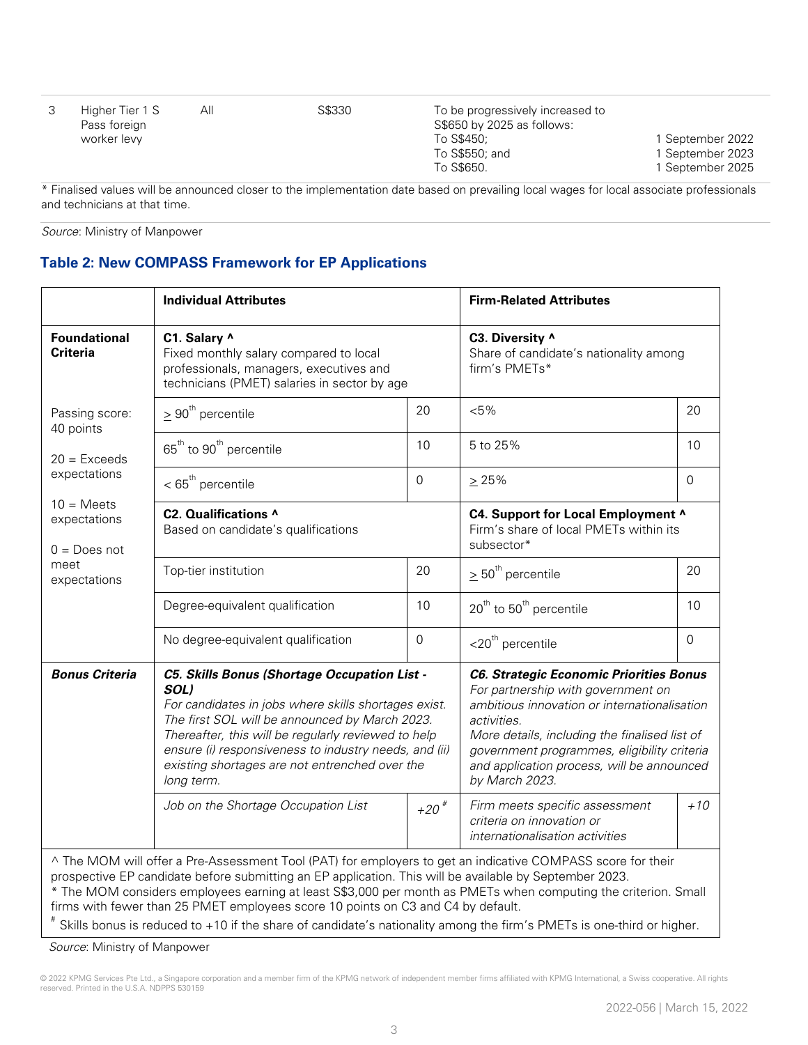| | | | | | |
|---|---|---|---|---|---|
| 3 | Higher Tier 1 S Pass foreign worker levy | All | S$330 | To be progressively increased to S$650 by 2025 as follows:<br>To S$450;<br>To S$550; and<br>To S$650. | <br><br>1 September 2022<br>1 September 2023<br>1 September 2025 |

\* Finalised values will be announced closer to the implementation date based on prevailing local wages for local associate professionals and technicians at that time.

*Source*: Ministry of Manpower

### Table 2: New COMPASS Framework for EP Applications

| | Individual Attributes | | Firm-Related Attributes | |
|---|---|---|---|---|
| **Foundational Criteria** | **C1. Salary ^**<br>Fixed monthly salary compared to local professionals, managers, executives and technicians (PMET) salaries in sector by age | | **C3. Diversity ^**<br>Share of candidate's nationality among firm's PMETs* | |
| Passing score: 40 points<br><br>20 = Exceeds expectations<br><br>10 = Meets expectations<br><br>0 = Does not meet expectations | ≥ 90th percentile | 20 | <5% | 20 |
| | 65th to 90th percentile | 10 | 5 to 25% | 10 |
| | < 65th percentile | 0 | ≥ 25% | 0 |
| | **C2. Qualifications ^**<br>Based on candidate's qualifications | | **C4. Support for Local Employment ^**<br>Firm's share of local PMETs within its subsector* | |
| | Top-tier institution | 20 | ≥ 50th percentile | 20 |
| | Degree-equivalent qualification | 10 | 20th to 50th percentile | 10 |
| | No degree-equivalent qualification | 0 | <20th percentile | 0 |
| ***Bonus Criteria*** | ***C5. Skills Bonus (Shortage Occupation List - SOL)***<br>*For candidates in jobs where skills shortages exist. The first SOL will be announced by March 2023. Thereafter, this will be regularly reviewed to help ensure (i) responsiveness to industry needs, and (ii) existing shortages are not entrenched over the long term.* | | ***C6. Strategic Economic Priorities Bonus***<br>*For partnership with government on ambitious innovation or internationalisation activities.*<br>*More details, including the finalised list of government programmes, eligibility criteria and application process, will be announced by March 2023.* | |
| | *Job on the Shortage Occupation List* | *+20#* | *Firm meets specific assessment criteria on innovation or internationalisation activities* | *+10* |

^ The MOM will offer a Pre-Assessment Tool (PAT) for employers to get an indicative COMPASS score for their prospective EP candidate before submitting an EP application. This will be available by September 2023.
\* The MOM considers employees earning at least S$3,000 per month as PMETs when computing the criterion. Small firms with fewer than 25 PMET employees score 10 points on C3 and C4 by default.
\# Skills bonus is reduced to +10 if the share of candidate's nationality among the firm's PMETs is one-third or higher.

*Source*: Ministry of Manpower

© 2022 KPMG Services Pte Ltd., a Singapore corporation and a member firm of the KPMG network of independent member firms affiliated with KPMG International, a Swiss cooperative. All rights reserved. Printed in the U.S.A. NDPPS 530159

2022-056 | March 15, 2022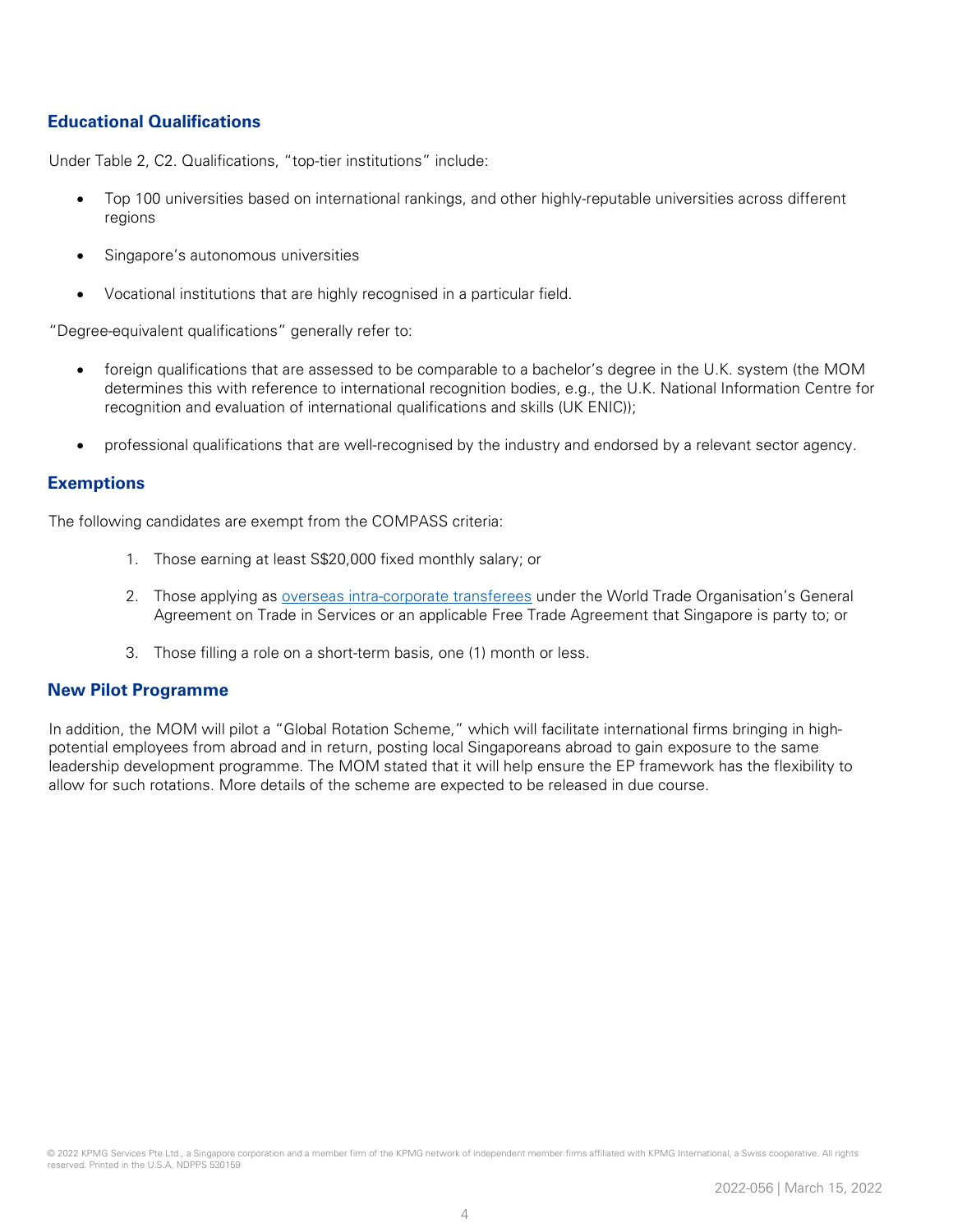## Educational Qualifications

Under Table 2, C2. Qualifications, "top-tier institutions" include:

- Top 100 universities based on international rankings, and other highly-reputable universities across different regions
- Singapore's autonomous universities
- Vocational institutions that are highly recognised in a particular field.

"Degree-equivalent qualifications" generally refer to:

- foreign qualifications that are assessed to be comparable to a bachelor's degree in the U.K. system (the MOM determines this with reference to international recognition bodies, e.g., the U.K. National Information Centre for recognition and evaluation of international qualifications and skills (UK ENIC));
- professional qualifications that are well-recognised by the industry and endorsed by a relevant sector agency.

## Exemptions

The following candidates are exempt from the COMPASS criteria:

1. Those earning at least S$20,000 fixed monthly salary; or
2. Those applying as overseas intra-corporate transferees under the World Trade Organisation's General Agreement on Trade in Services or an applicable Free Trade Agreement that Singapore is party to; or
3. Those filling a role on a short-term basis, one (1) month or less.

## New Pilot Programme

In addition, the MOM will pilot a "Global Rotation Scheme," which will facilitate international firms bringing in high-potential employees from abroad and in return, posting local Singaporeans abroad to gain exposure to the same leadership development programme. The MOM stated that it will help ensure the EP framework has the flexibility to allow for such rotations. More details of the scheme are expected to be released in due course.

© 2022 KPMG Services Pte Ltd., a Singapore corporation and a member firm of the KPMG network of independent member firms affiliated with KPMG International, a Swiss cooperative. All rights reserved. Printed in the U.S.A. NDPPS 530159

2022-056 | March 15, 2022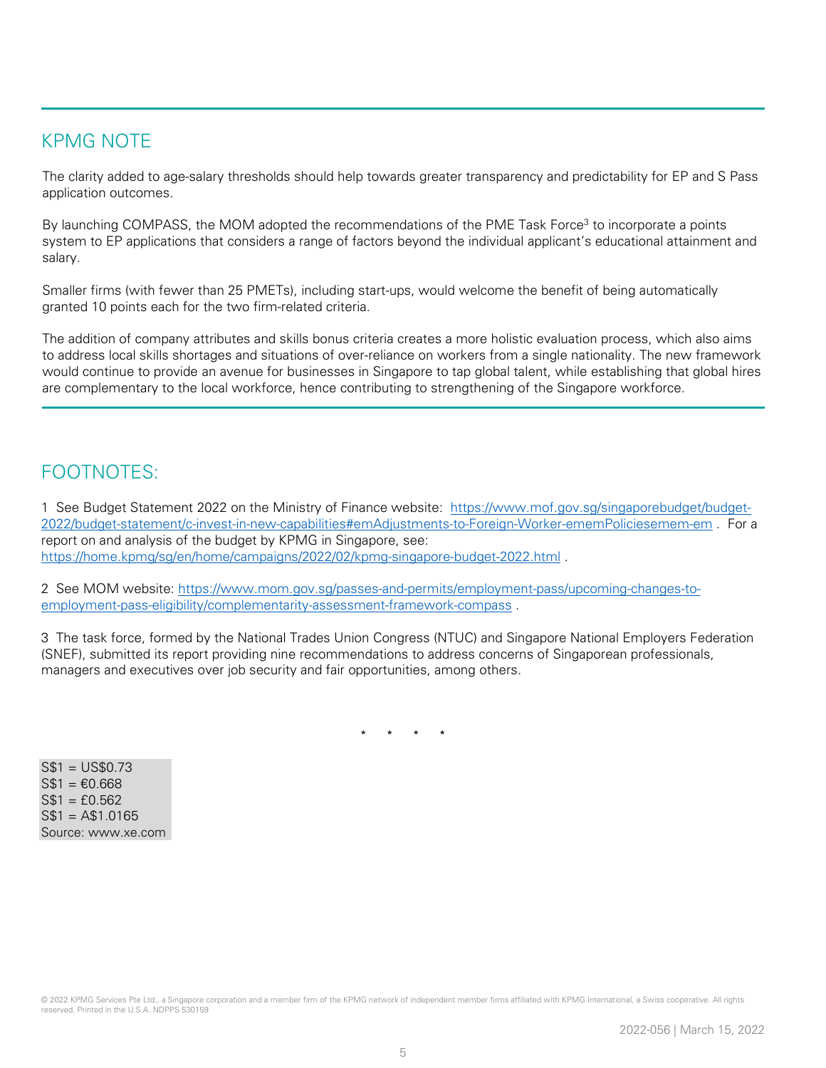## KPMG NOTE

The clarity added to age-salary thresholds should help towards greater transparency and predictability for EP and S Pass application outcomes.

By launching COMPASS, the MOM adopted the recommendations of the PME Task Force[3] to incorporate a points system to EP applications that considers a range of factors beyond the individual applicant's educational attainment and salary.

Smaller firms (with fewer than 25 PMETs), including start-ups, would welcome the benefit of being automatically granted 10 points each for the two firm-related criteria.

The addition of company attributes and skills bonus criteria creates a more holistic evaluation process, which also aims to address local skills shortages and situations of over-reliance on workers from a single nationality. The new framework would continue to provide an avenue for businesses in Singapore to tap global talent, while establishing that global hires are complementary to the local workforce, hence contributing to strengthening of the Singapore workforce.

## FOOTNOTES:

1 See Budget Statement 2022 on the Ministry of Finance website: https://www.mof.gov.sg/singaporebudget/budget-2022/budget-statement/c-invest-in-new-capabilities#emAdjustments-to-Foreign-Worker-ememPoliciesemem-em . For a report on and analysis of the budget by KPMG in Singapore, see: https://home.kpmg/sg/en/home/campaigns/2022/02/kpmg-singapore-budget-2022.html .

2 See MOM website: https://www.mom.gov.sg/passes-and-permits/employment-pass/upcoming-changes-to-employment-pass-eligibility/complementarity-assessment-framework-compass .

3 The task force, formed by the National Trades Union Congress (NTUC) and Singapore National Employers Federation (SNEF), submitted its report providing nine recommendations to address concerns of Singaporean professionals, managers and executives over job security and fair opportunities, among others.

\* \* \* \*

S$1 = US$0.73
S$1 = €0.668
S$1 = £0.562
S$1 = A$1.0165
Source: www.xe.com

© 2022 KPMG Services Pte Ltd., a Singapore corporation and a member firm of the KPMG network of independent member firms affiliated with KPMG International, a Swiss cooperative. All rights reserved. Printed in the U.S.A. NDPPS 530159

2022-056 | March 15, 2022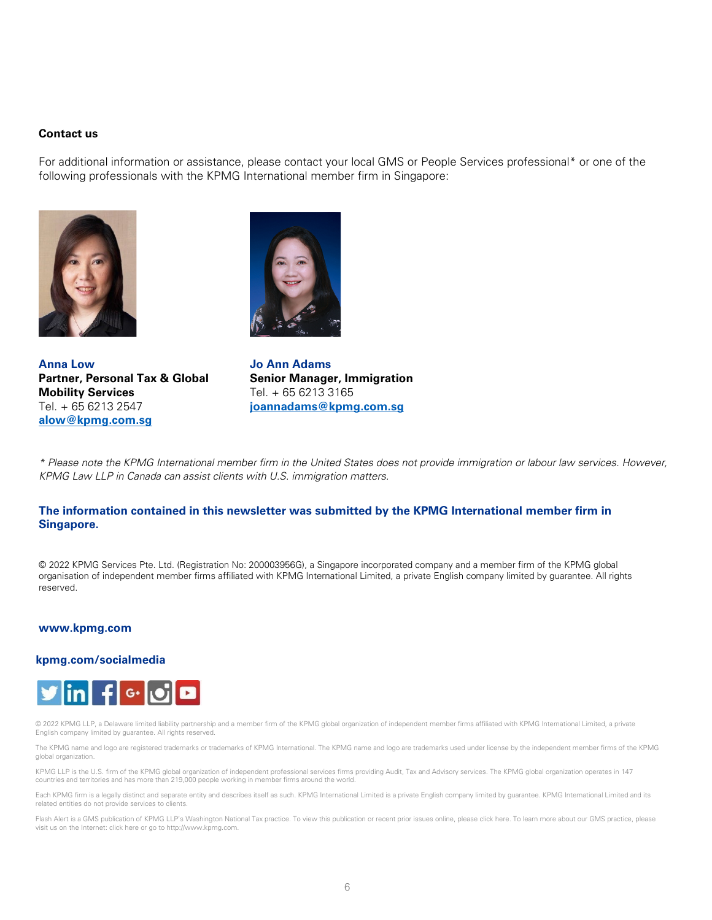**Contact us**

For additional information or assistance, please contact your local GMS or People Services professional* or one of the following professionals with the KPMG International member firm in Singapore:

**Anna Low**
**Partner, Personal Tax & Global Mobility Services**
Tel. + 65 6213 2547
**alow@kpmg.com.sg**

**Jo Ann Adams**
**Senior Manager, Immigration**
Tel. + 65 6213 3165
**joannadams@kpmg.com.sg**

*\* Please note the KPMG International member firm in the United States does not provide immigration or labour law services. However, KPMG Law LLP in Canada can assist clients with U.S. immigration matters.*

**The information contained in this newsletter was submitted by the KPMG International member firm in Singapore.**

© 2022 KPMG Services Pte. Ltd. (Registration No: 200003956G), a Singapore incorporated company and a member firm of the KPMG global organisation of independent member firms affiliated with KPMG International Limited, a private English company limited by guarantee. All rights reserved.

**www.kpmg.com**

**kpmg.com/socialmedia**

© 2022 KPMG LLP, a Delaware limited liability partnership and a member firm of the KPMG global organization of independent member firms affiliated with KPMG International Limited, a private English company limited by guarantee. All rights reserved.

The KPMG name and logo are registered trademarks or trademarks of KPMG International. The KPMG name and logo are trademarks used under license by the independent member firms of the KPMG global organization.

KPMG LLP is the U.S. firm of the KPMG global organization of independent professional services firms providing Audit, Tax and Advisory services. The KPMG global organization operates in 147 countries and territories and has more than 219,000 people working in member firms around the world.

Each KPMG firm is a legally distinct and separate entity and describes itself as such. KPMG International Limited is a private English company limited by guarantee. KPMG International Limited and its related entities do not provide services to clients.

Flash Alert is a GMS publication of KPMG LLP's Washington National Tax practice. To view this publication or recent prior issues online, please click here. To learn more about our GMS practice, please visit us on the Internet: click here or go to http://www.kpmg.com.